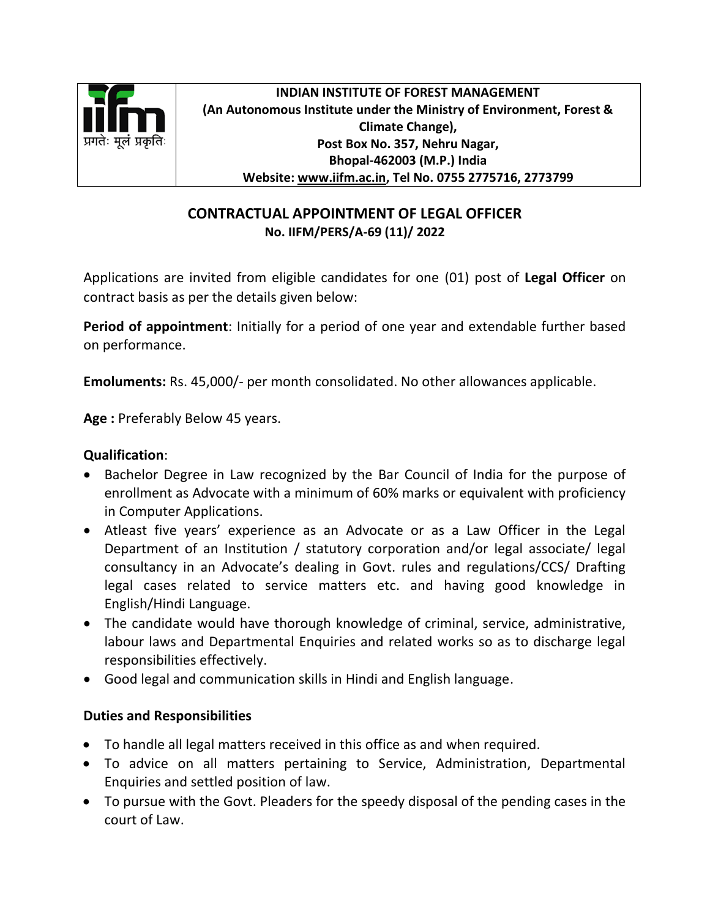**INDIAN INSTITUTE OF FOREST MANAGEMENT**
**(An Autonomous Institute under the Ministry of Environment, Forest & Climate Change),**
**Post Box No. 357, Nehru Nagar,**
**Bhopal-462003 (M.P.) India**
**Website: www.iifm.ac.in, Tel No. 0755 2775716, 2773799**

प्रगतेः मूलं प्रकृतिः

## CONTRACTUAL APPOINTMENT OF LEGAL OFFICER

**No. IIFM/PERS/A-69 (11)/ 2022**

Applications are invited from eligible candidates for one (01) post of **Legal Officer** on contract basis as per the details given below:

**Period of appointment**: Initially for a period of one year and extendable further based on performance.

**Emoluments:** Rs. 45,000/- per month consolidated. No other allowances applicable.

**Age :** Preferably Below 45 years.

**Qualification**:

- Bachelor Degree in Law recognized by the Bar Council of India for the purpose of enrollment as Advocate with a minimum of 60% marks or equivalent with proficiency in Computer Applications.
- Atleast five years' experience as an Advocate or as a Law Officer in the Legal Department of an Institution / statutory corporation and/or legal associate/ legal consultancy in an Advocate's dealing in Govt. rules and regulations/CCS/ Drafting legal cases related to service matters etc. and having good knowledge in English/Hindi Language.
- The candidate would have thorough knowledge of criminal, service, administrative, labour laws and Departmental Enquiries and related works so as to discharge legal responsibilities effectively.
- Good legal and communication skills in Hindi and English language.

**Duties and Responsibilities**

- To handle all legal matters received in this office as and when required.
- To advice on all matters pertaining to Service, Administration, Departmental Enquiries and settled position of law.
- To pursue with the Govt. Pleaders for the speedy disposal of the pending cases in the court of Law.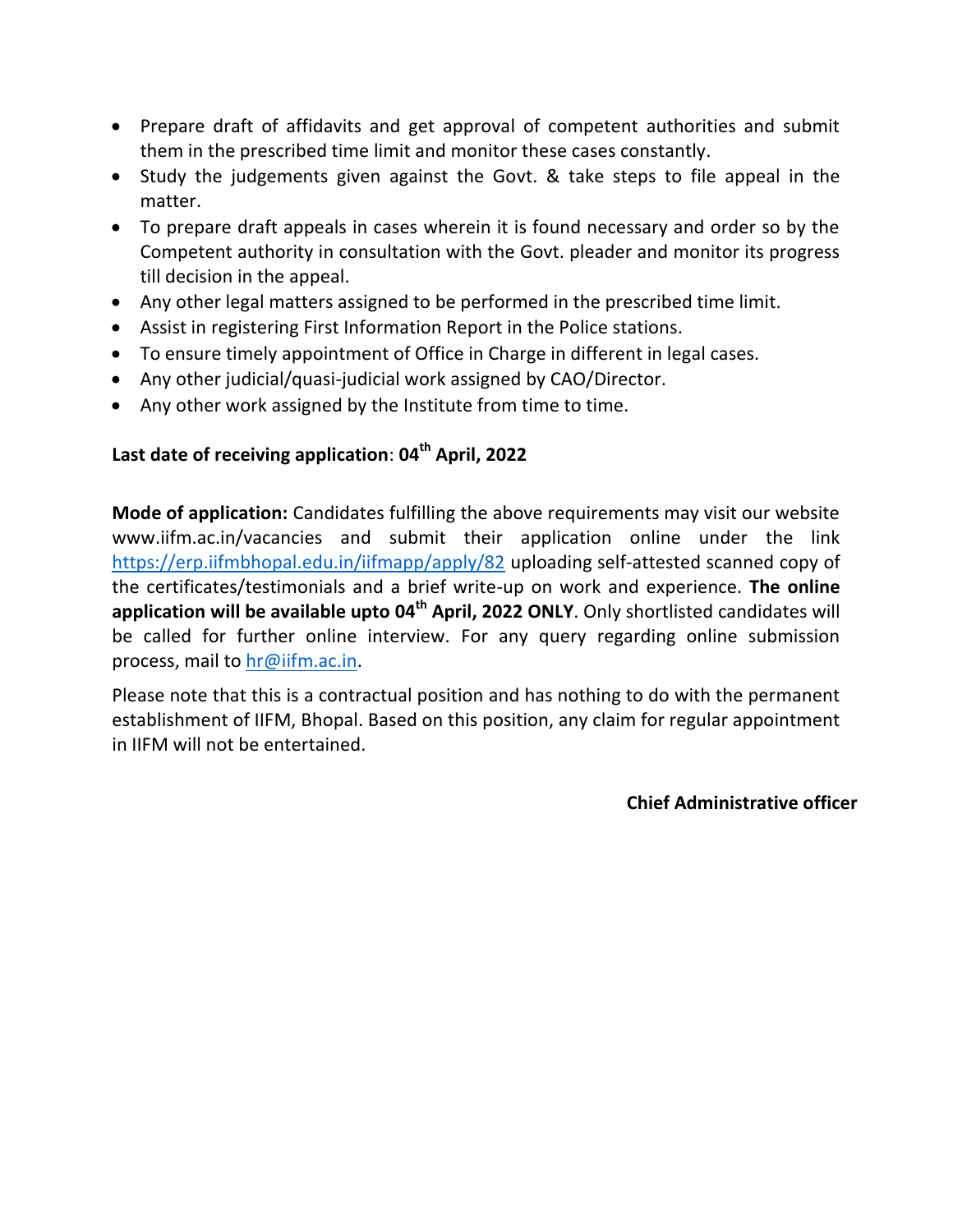- Prepare draft of affidavits and get approval of competent authorities and submit them in the prescribed time limit and monitor these cases constantly.
- Study the judgements given against the Govt. & take steps to file appeal in the matter.
- To prepare draft appeals in cases wherein it is found necessary and order so by the Competent authority in consultation with the Govt. pleader and monitor its progress till decision in the appeal.
- Any other legal matters assigned to be performed in the prescribed time limit.
- Assist in registering First Information Report in the Police stations.
- To ensure timely appointment of Office in Charge in different in legal cases.
- Any other judicial/quasi-judicial work assigned by CAO/Director.
- Any other work assigned by the Institute from time to time.

**Last date of receiving application**: **04th April, 2022**

**Mode of application:** Candidates fulfilling the above requirements may visit our website www.iifm.ac.in/vacancies and submit their application online under the link https://erp.iifmbhopal.edu.in/iifmapp/apply/82 uploading self-attested scanned copy of the certificates/testimonials and a brief write-up on work and experience. **The online application will be available upto 04th April, 2022 ONLY**. Only shortlisted candidates will be called for further online interview. For any query regarding online submission process, mail to hr@iifm.ac.in.

Please note that this is a contractual position and has nothing to do with the permanent establishment of IIFM, Bhopal. Based on this position, any claim for regular appointment in IIFM will not be entertained.

**Chief Administrative officer**